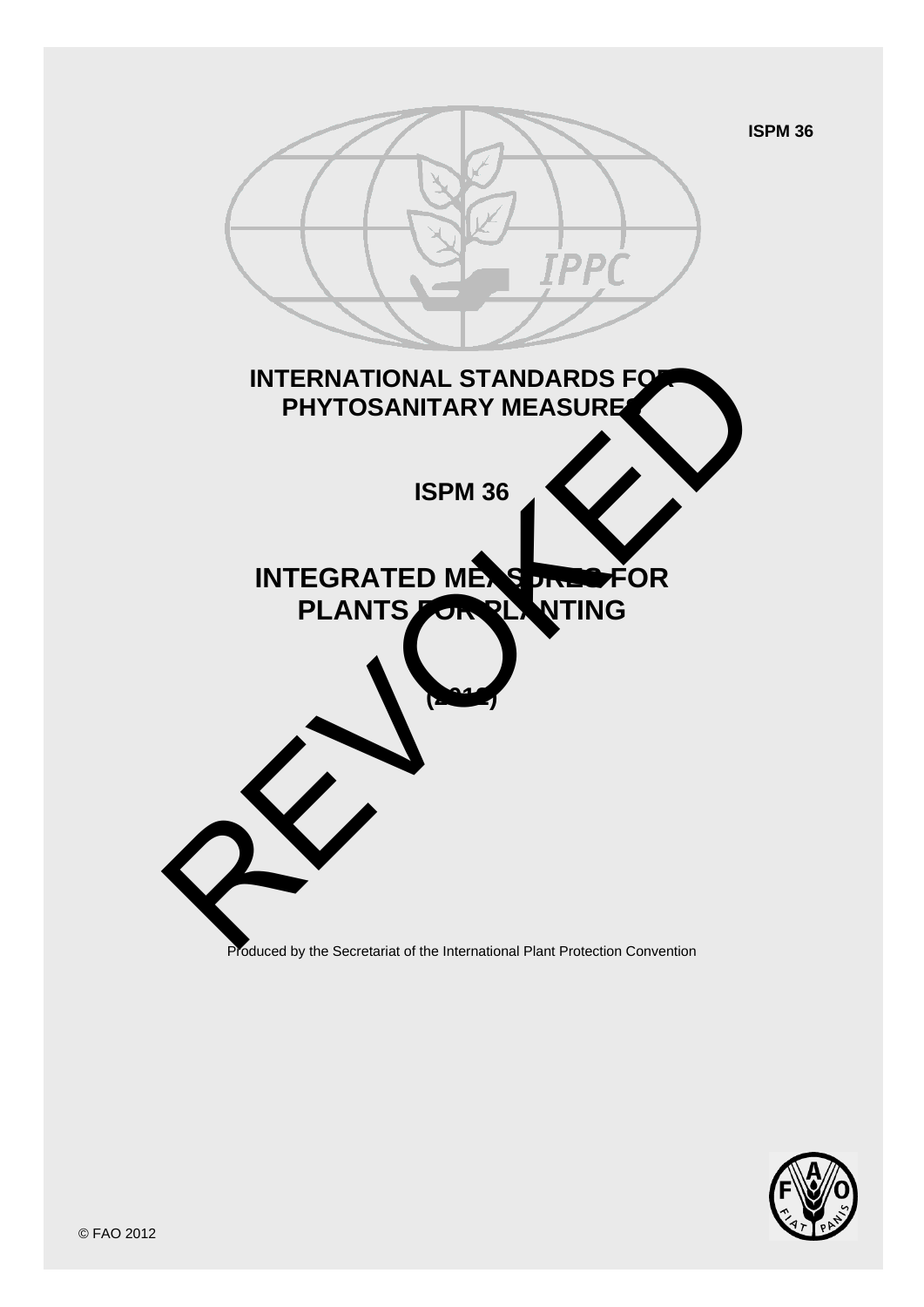# INTERNATIONAL STANDARDS FOR PHYTOSANITARY MEASURES

## ISPM 36

# INTEGRATED MEASURES FOR PLANTS FOR PLANTING

(2012)

REVOKED

Produced by the Secretariat of the International Plant Protection Convention

© FAO 2012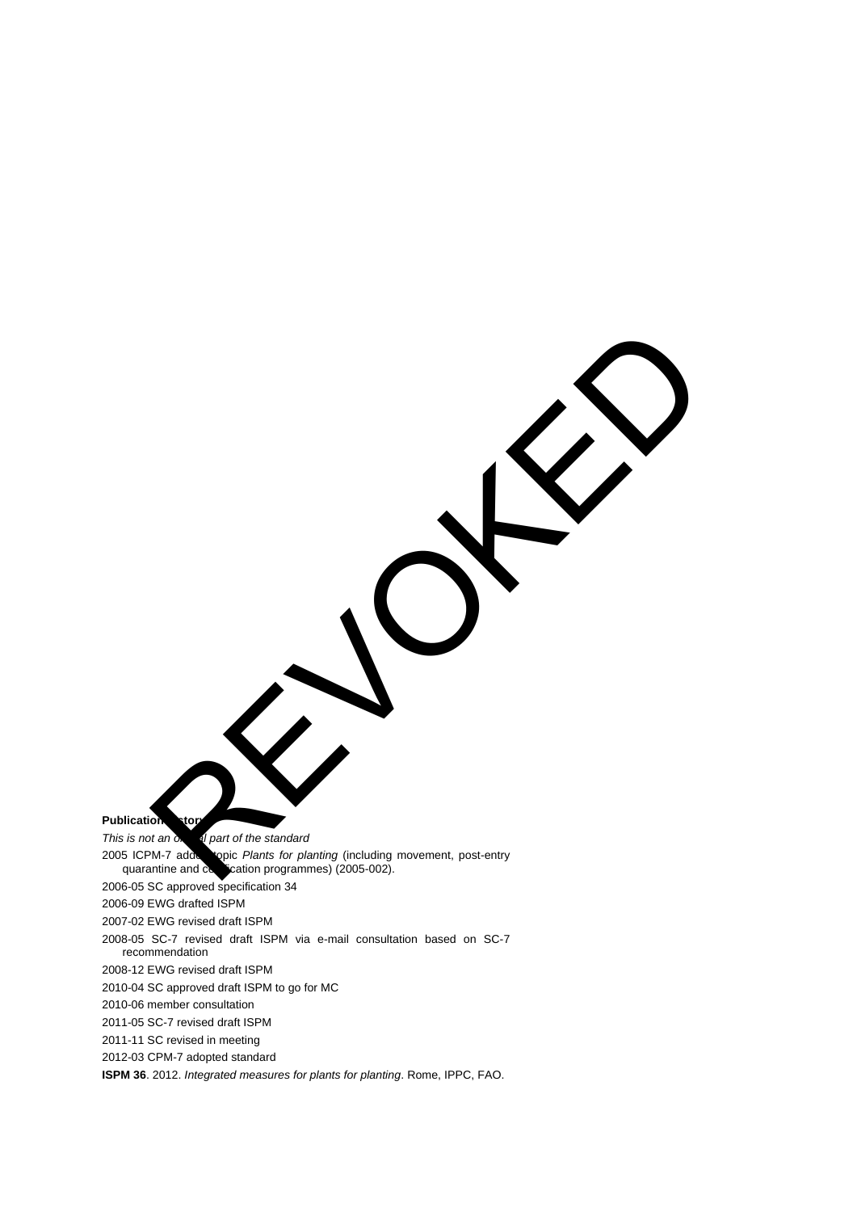REVOKED

**Publication history**

*This is not an official part of the standard*

2005 ICPM-7 added topic *Plants for planting* (including movement, post-entry quarantine and certification programmes) (2005-002).

2006-05 SC approved specification 34

2006-09 EWG drafted ISPM

2007-02 EWG revised draft ISPM

2008-05 SC-7 revised draft ISPM via e-mail consultation based on SC-7 recommendation

2008-12 EWG revised draft ISPM

2010-04 SC approved draft ISPM to go for MC

2010-06 member consultation

2011-05 SC-7 revised draft ISPM

2011-11 SC revised in meeting

2012-03 CPM-7 adopted standard

**ISPM 36**. 2012. *Integrated measures for plants for planting*. Rome, IPPC, FAO.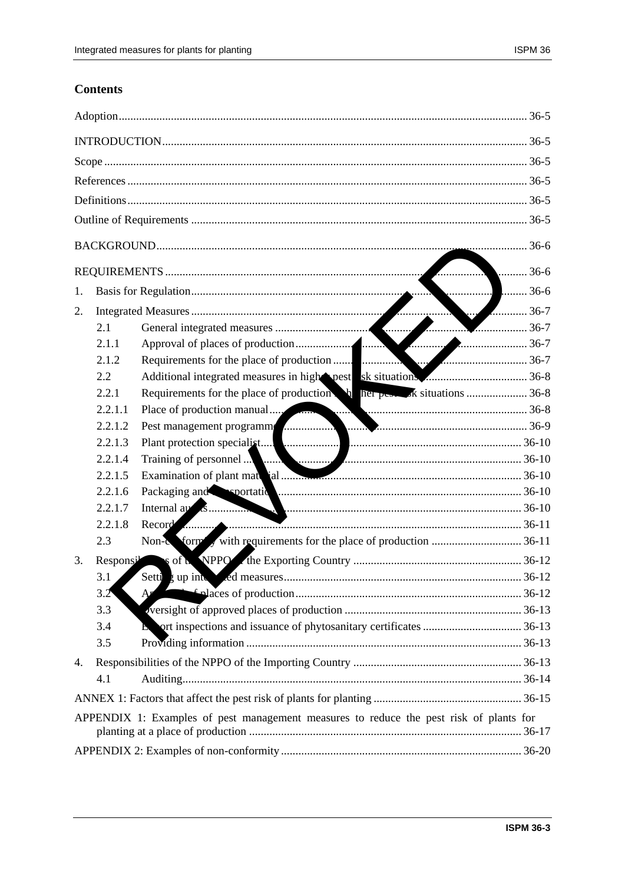## Contents

Adoption ........................................................................................................................................ 36-5

INTRODUCTION ........................................................................................................................... 36-5

Scope ............................................................................................................................................. 36-5

References ..................................................................................................................................... 36-5

Definitions ..................................................................................................................................... 36-5

Outline of Requirements ............................................................................................................... 36-5

BACKGROUND ............................................................................................................................. 36-6

REQUIREMENTS .......................................................................................................................... 36-6

1. Basis for Regulation ................................................................................................................. 36-6
2. Integrated Measures ................................................................................................................. 36-7
   - 2.1 General integrated measures ..................................................................................... 36-7
   - 2.1.1 Approval of places of production ............................................................................. 36-7
   - 2.1.2 Requirements for the place of production ............................................................... 36-7
   - 2.2 Additional integrated measures in higher pest risk situations ................................... 36-8
   - 2.2.1 Requirements for the place of production in higher pest risk situations ................. 36-8
   - 2.2.1.1 Place of production manual ................................................................................... 36-8
   - 2.2.1.2 Pest management programme ................................................................................ 36-9
   - 2.2.1.3 Plant protection specialist ...................................................................................... 36-10
   - 2.2.1.4 Training of personnel ............................................................................................. 36-10
   - 2.2.1.5 Examination of plant material ............................................................................... 36-10
   - 2.2.1.6 Packaging and transportation ................................................................................. 36-10
   - 2.2.1.7 Internal audits ......................................................................................................... 36-10
   - 2.2.1.8 Records .................................................................................................................. 36-11
   - 2.3 Non-conformity with requirements for the place of production ............................... 36-11
3. Responsibilities of the NPPO of the Exporting Country ......................................................... 36-12
   - 3.1 Setting up integrated measures .................................................................................. 36-12
   - 3.2 Approval of places of production .............................................................................. 36-12
   - 3.3 Oversight of approved places of production ............................................................. 36-13
   - 3.4 Export inspections and issuance of phytosanitary certificates .................................. 36-13
   - 3.5 Providing information ............................................................................................... 36-13
4. Responsibilities of the NPPO of the Importing Country ......................................................... 36-13
   - 4.1 Auditing ..................................................................................................................... 36-14

ANNEX 1: Factors that affect the pest risk of plants for planting .................................................. 36-15

APPENDIX 1: Examples of pest management measures to reduce the pest risk of plants for planting at a place of production ........................................................................................... 36-17

APPENDIX 2: Examples of non-conformity .................................................................................. 36-20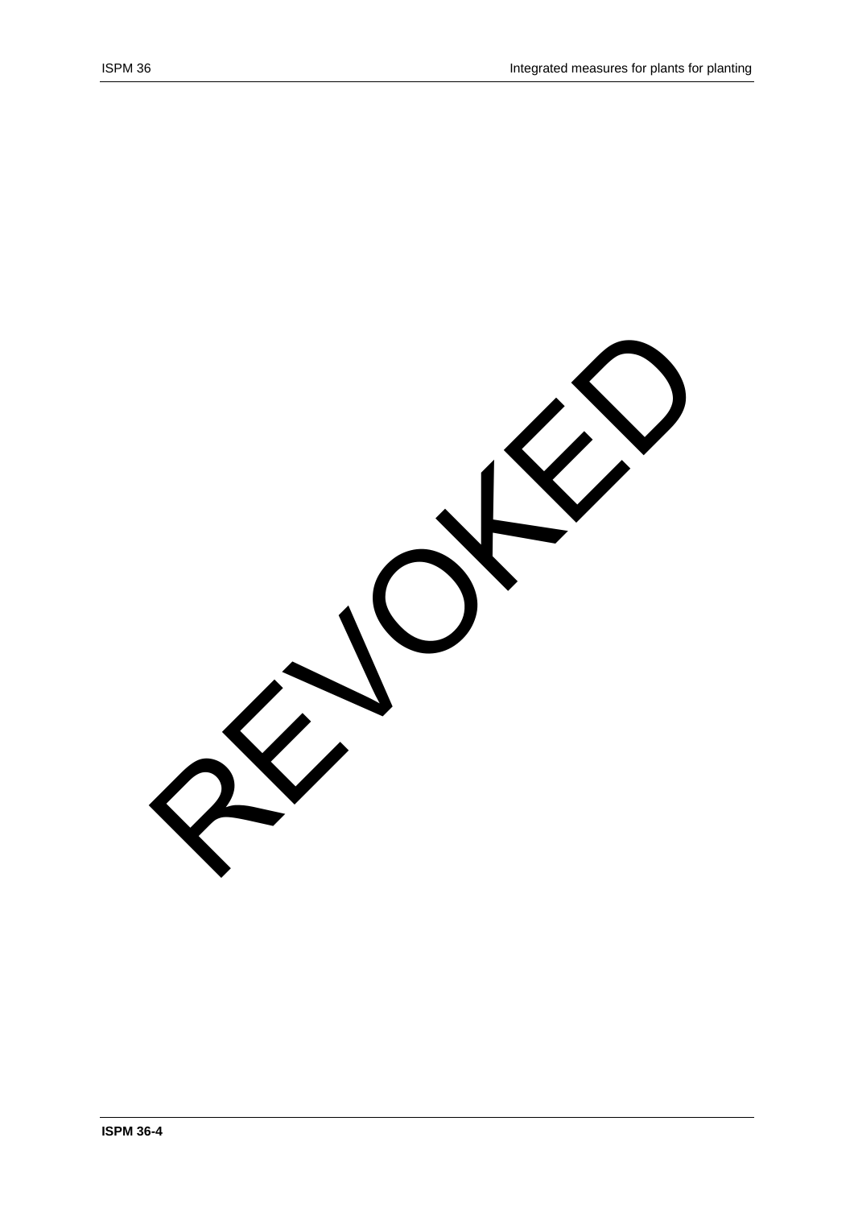REVOKED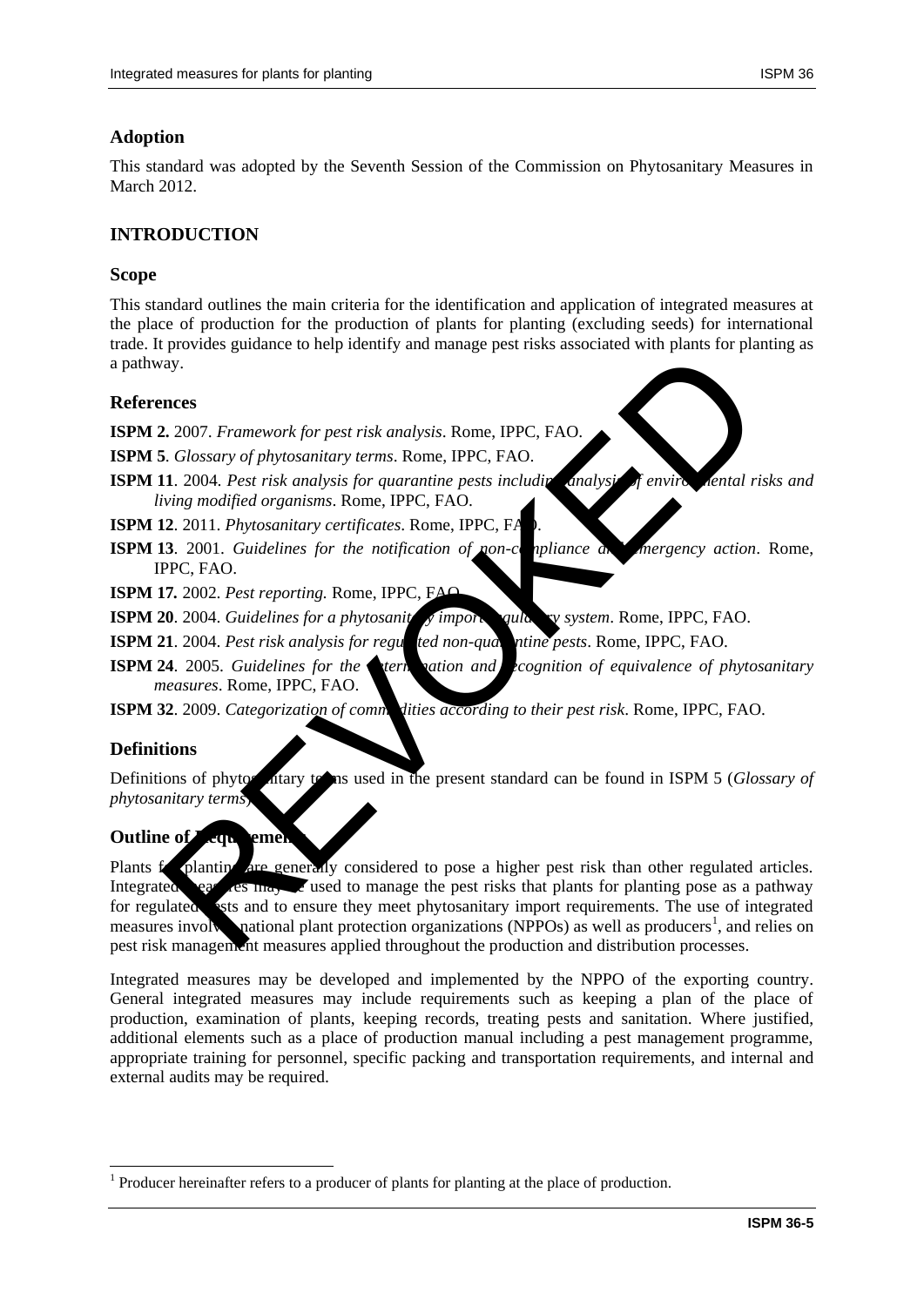## Adoption

This standard was adopted by the Seventh Session of the Commission on Phytosanitary Measures in March 2012.

## INTRODUCTION

### Scope

This standard outlines the main criteria for the identification and application of integrated measures at the place of production for the production of plants for planting (excluding seeds) for international trade. It provides guidance to help identify and manage pest risks associated with plants for planting as a pathway.

### References

**ISPM 2.** 2007. *Framework for pest risk analysis*. Rome, IPPC, FAO.

**ISPM 5**. *Glossary of phytosanitary terms*. Rome, IPPC, FAO.

**ISPM 11**. 2004. *Pest risk analysis for quarantine pests including analysis of environmental risks and living modified organisms*. Rome, IPPC, FAO.

**ISPM 12**. 2011. *Phytosanitary certificates*. Rome, IPPC, FAO.

**ISPM 13**. 2001. *Guidelines for the notification of non-compliance and emergency action*. Rome, IPPC, FAO.

**ISPM 17.** 2002. *Pest reporting.* Rome, IPPC, FAO.

**ISPM 20**. 2004. *Guidelines for a phytosanitary import regulatory system*. Rome, IPPC, FAO.

**ISPM 21**. 2004. *Pest risk analysis for regulated non-quarantine pests*. Rome, IPPC, FAO.

**ISPM 24**. 2005. *Guidelines for the determination and recognition of equivalence of phytosanitary measures*. Rome, IPPC, FAO.

**ISPM 32**. 2009. *Categorization of commodities according to their pest risk*. Rome, IPPC, FAO.

### Definitions

Definitions of phytosanitary terms used in the present standard can be found in ISPM 5 (*Glossary of phytosanitary terms*).

### Outline of Requirements

Plants for planting are generally considered to pose a higher pest risk than other regulated articles. Integrated measures may be used to manage the pest risks that plants for planting pose as a pathway for regulated pests and to ensure they meet phytosanitary import requirements. The use of integrated measures involves national plant protection organizations (NPPOs) as well as producers[1], and relies on pest risk management measures applied throughout the production and distribution processes.

Integrated measures may be developed and implemented by the NPPO of the exporting country. General integrated measures may include requirements such as keeping a plan of the place of production, examination of plants, keeping records, treating pests and sanitation. Where justified, additional elements such as a place of production manual including a pest management programme, appropriate training for personnel, specific packing and transportation requirements, and internal and external audits may be required.

[1] Producer hereinafter refers to a producer of plants for planting at the place of production.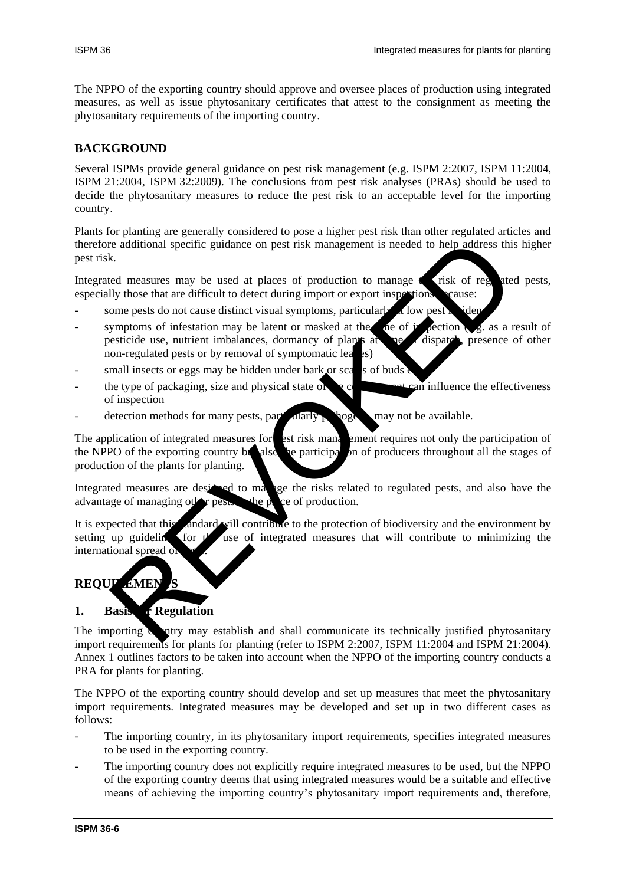The NPPO of the exporting country should approve and oversee places of production using integrated measures, as well as issue phytosanitary certificates that attest to the consignment as meeting the phytosanitary requirements of the importing country.

## BACKGROUND

Several ISPMs provide general guidance on pest risk management (e.g. ISPM 2:2007, ISPM 11:2004, ISPM 21:2004, ISPM 32:2009). The conclusions from pest risk analyses (PRAs) should be used to decide the phytosanitary measures to reduce the pest risk to an acceptable level for the importing country.

Plants for planting are generally considered to pose a higher pest risk than other regulated articles and therefore additional specific guidance on pest risk management is needed to help address this higher pest risk.

Integrated measures may be used at places of production to manage the risk of regulated pests, especially those that are difficult to detect during import or export inspections because:

- some pests do not cause distinct visual symptoms, particularly at low pest incidence
- symptoms of infestation may be latent or masked at the time of inspection (e.g. as a result of pesticide use, nutrient imbalances, dormancy of plants at time of dispatch, presence of other non-regulated pests or by removal of symptomatic leaves)
- small insects or eggs may be hidden under bark or scales of buds etc.
- the type of packaging, size and physical state of the consignment can influence the effectiveness of inspection
- detection methods for many pests, particularly pathogens, may not be available.

The application of integrated measures for pest risk management requires not only the participation of the NPPO of the exporting country but also the participation of producers throughout all the stages of production of the plants for planting.

Integrated measures are designed to manage the risks related to regulated pests, and also have the advantage of managing other pests at the place of production.

It is expected that this standard will contribute to the protection of biodiversity and the environment by setting up guidelines for the use of integrated measures that will contribute to minimizing the international spread of pests.

## REQUIREMENTS

### 1. Basis for Regulation

The importing country may establish and shall communicate its technically justified phytosanitary import requirements for plants for planting (refer to ISPM 2:2007, ISPM 11:2004 and ISPM 21:2004). Annex 1 outlines factors to be taken into account when the NPPO of the importing country conducts a PRA for plants for planting.

The NPPO of the exporting country should develop and set up measures that meet the phytosanitary import requirements. Integrated measures may be developed and set up in two different cases as follows:

- The importing country, in its phytosanitary import requirements, specifies integrated measures to be used in the exporting country.
- The importing country does not explicitly require integrated measures to be used, but the NPPO of the exporting country deems that using integrated measures would be a suitable and effective means of achieving the importing country's phytosanitary import requirements and, therefore,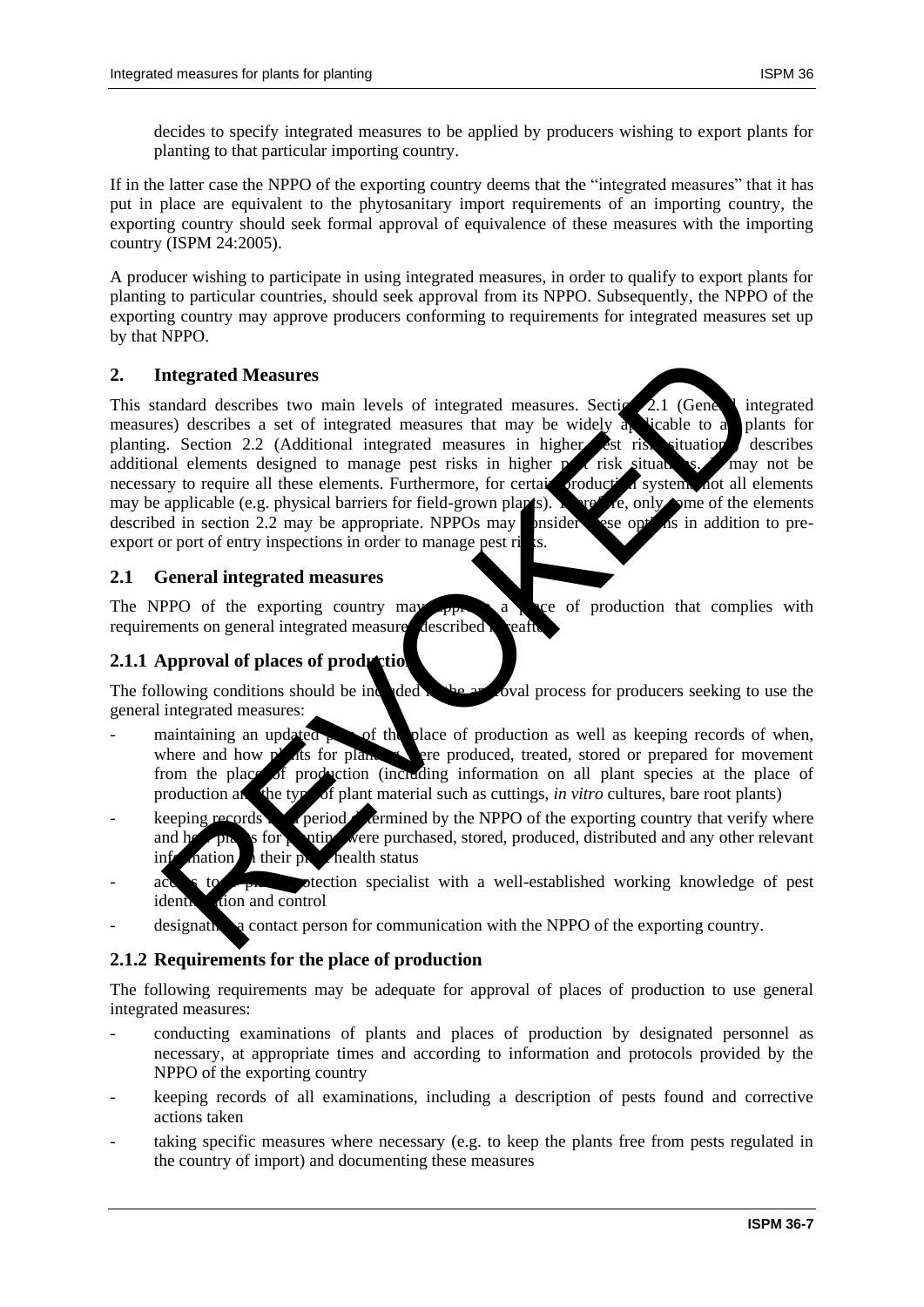decides to specify integrated measures to be applied by producers wishing to export plants for planting to that particular importing country.

If in the latter case the NPPO of the exporting country deems that the "integrated measures" that it has put in place are equivalent to the phytosanitary import requirements of an importing country, the exporting country should seek formal approval of equivalence of these measures with the importing country (ISPM 24:2005).

A producer wishing to participate in using integrated measures, in order to qualify to export plants for planting to particular countries, should seek approval from its NPPO. Subsequently, the NPPO of the exporting country may approve producers conforming to requirements for integrated measures set up by that NPPO.

## 2. Integrated Measures

This standard describes two main levels of integrated measures. Section 2.1 (General integrated measures) describes a set of integrated measures that may be widely applicable to all plants for planting. Section 2.2 (Additional integrated measures in higher pest risk situations) describes additional elements designed to manage pest risks in higher pest risk situations. It may not be necessary to require all these elements. Furthermore, for certain production systems not all elements may be applicable (e.g. physical barriers for field-grown plants). Therefore, only some of the elements described in section 2.2 may be appropriate. NPPOs may consider these options in addition to pre-export or port of entry inspections in order to manage pest risks.

### 2.1 General integrated measures

The NPPO of the exporting country may approve a place of production that complies with requirements on general integrated measures described hereafter.

#### 2.1.1 Approval of places of production

The following conditions should be included in the approval process for producers seeking to use the general integrated measures:

- maintaining an updated plan of the place of production as well as keeping records of when, where and how plants for planting were produced, treated, stored or prepared for movement from the place of production (including information on all plant species at the place of production and the type of plant material such as cuttings, *in vitro* cultures, bare root plants)
- keeping records for a period determined by the NPPO of the exporting country that verify where and how plants for planting were purchased, stored, produced, distributed and any other relevant information on their plant health status
- access to a plant protection specialist with a well-established working knowledge of pest identification and control
- designating a contact person for communication with the NPPO of the exporting country.

#### 2.1.2 Requirements for the place of production

The following requirements may be adequate for approval of places of production to use general integrated measures:

- conducting examinations of plants and places of production by designated personnel as necessary, at appropriate times and according to information and protocols provided by the NPPO of the exporting country
- keeping records of all examinations, including a description of pests found and corrective actions taken
- taking specific measures where necessary (e.g. to keep the plants free from pests regulated in the country of import) and documenting these measures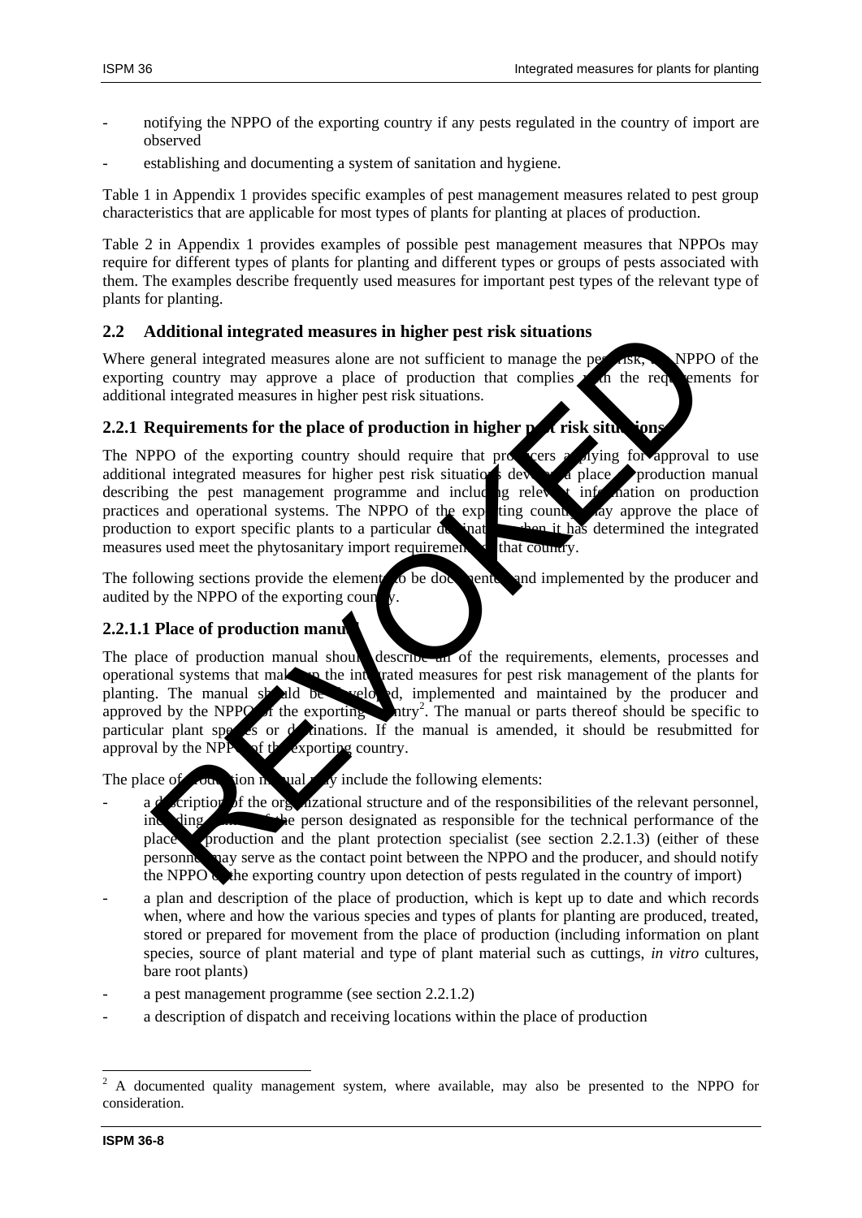- notifying the NPPO of the exporting country if any pests regulated in the country of import are observed
- establishing and documenting a system of sanitation and hygiene.

Table 1 in Appendix 1 provides specific examples of pest management measures related to pest group characteristics that are applicable for most types of plants for planting at places of production.

Table 2 in Appendix 1 provides examples of possible pest management measures that NPPOs may require for different types of plants for planting and different types or groups of pests associated with them. The examples describe frequently used measures for important pest types of the relevant type of plants for planting.

## 2.2 Additional integrated measures in higher pest risk situations

Where general integrated measures alone are not sufficient to manage the pest risk, the NPPO of the exporting country may approve a place of production that complies with the requirements for additional integrated measures in higher pest risk situations.

### 2.2.1 Requirements for the place of production in higher pest risk situations

The NPPO of the exporting country should require that producers applying for approval to use additional integrated measures for higher pest risk situations develop a place of production manual describing the pest management programme and including relevant information on production practices and operational systems. The NPPO of the exporting country may approve the place of production to export specific plants to a particular destination when it has determined the integrated measures used meet the phytosanitary import requirements of that country.

The following sections provide the elements to be documented and implemented by the producer and audited by the NPPO of the exporting country.

#### 2.2.1.1 Place of production manual

The place of production manual should describe all of the requirements, elements, processes and operational systems that make up the integrated measures for pest risk management of the plants for planting. The manual should be developed, implemented and maintained by the producer and approved by the NPPO of the exporting country[2]. The manual or parts thereof should be specific to particular plant species or destinations. If the manual is amended, it should be resubmitted for approval by the NPPO of the exporting country.

The place of production manual may include the following elements:

- a description of the organizational structure and of the responsibilities of the relevant personnel, including that of the person designated as responsible for the technical performance of the place of production and the plant protection specialist (see section 2.2.1.3) (either of these personnel may serve as the contact point between the NPPO and the producer, and should notify the NPPO of the exporting country upon detection of pests regulated in the country of import)
- a plan and description of the place of production, which is kept up to date and which records when, where and how the various species and types of plants for planting are produced, treated, stored or prepared for movement from the place of production (including information on plant species, source of plant material and type of plant material such as cuttings, *in vitro* cultures, bare root plants)
- a pest management programme (see section 2.2.1.2)
- a description of dispatch and receiving locations within the place of production

[2] A documented quality management system, where available, may also be presented to the NPPO for consideration.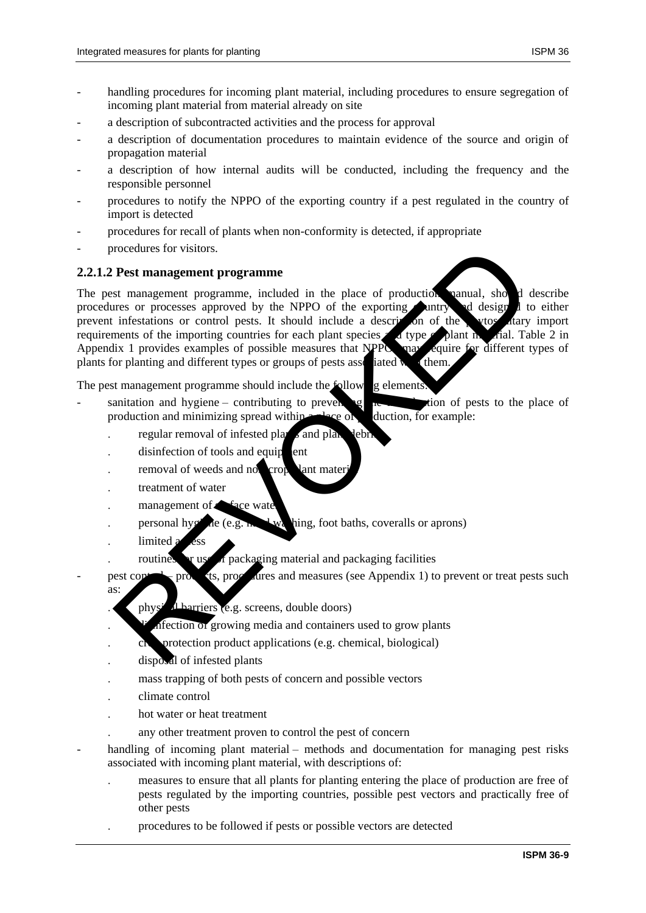- handling procedures for incoming plant material, including procedures to ensure segregation of incoming plant material from material already on site
- a description of subcontracted activities and the process for approval
- a description of documentation procedures to maintain evidence of the source and origin of propagation material
- a description of how internal audits will be conducted, including the frequency and the responsible personnel
- procedures to notify the NPPO of the exporting country if a pest regulated in the country of import is detected
- procedures for recall of plants when non-conformity is detected, if appropriate
- procedures for visitors.

#### 2.2.1.2 Pest management programme

The pest management programme, included in the place of production manual, should describe procedures or processes approved by the NPPO of the exporting country and designed to either prevent infestations or control pests. It should include a description of the phytosanitary import requirements of the importing countries for each plant species and type of plant material. Table 2 in Appendix 1 provides examples of possible measures that NPPOs may require for different types of plants for planting and different types or groups of pests associated with them.

The pest management programme should include the following elements:

- sanitation and hygiene – contributing to preventing the introduction of pests to the place of production and minimizing spread within a place of production, for example:
  - regular removal of infested plants and plant debris
  - disinfection of tools and equipment
  - removal of weeds and non-crop plant material
  - treatment of water
  - management of surface water
  - personal hygiene (e.g. hand washing, foot baths, coveralls or aprons)
  - limited access
  - routines for use of packaging material and packaging facilities
- pest control – products, procedures and measures (see Appendix 1) to prevent or treat pests such as:
  - physical barriers (e.g. screens, double doors)
  - disinfection of growing media and containers used to grow plants
  - crop protection product applications (e.g. chemical, biological)
  - disposal of infested plants
  - mass trapping of both pests of concern and possible vectors
  - climate control
  - hot water or heat treatment
  - any other treatment proven to control the pest of concern
- handling of incoming plant material – methods and documentation for managing pest risks associated with incoming plant material, with descriptions of:
  - measures to ensure that all plants for planting entering the place of production are free of pests regulated by the importing countries, possible pest vectors and practically free of other pests
  - procedures to be followed if pests or possible vectors are detected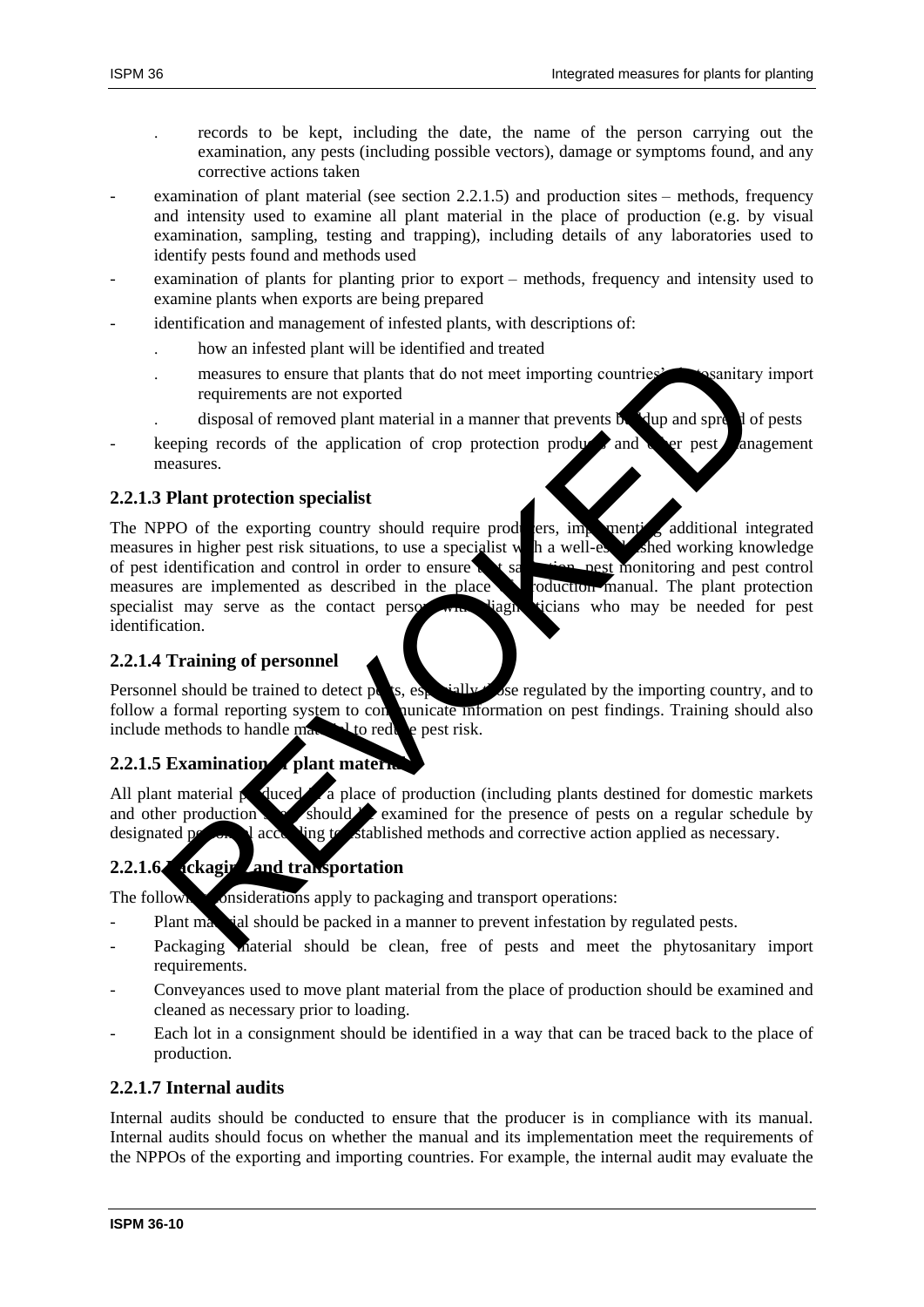. records to be kept, including the date, the name of the person carrying out the examination, any pests (including possible vectors), damage or symptoms found, and any corrective actions taken
- examination of plant material (see section 2.2.1.5) and production sites – methods, frequency and intensity used to examine all plant material in the place of production (e.g. by visual examination, sampling, testing and trapping), including details of any laboratories used to identify pests found and methods used
- examination of plants for planting prior to export – methods, frequency and intensity used to examine plants when exports are being prepared
- identification and management of infested plants, with descriptions of:
  . how an infested plant will be identified and treated
  . measures to ensure that plants that do not meet importing countries' phytosanitary import requirements are not exported
  . disposal of removed plant material in a manner that prevents buildup and spread of pests
- keeping records of the application of crop protection products and other pest management measures.

### 2.2.1.3 Plant protection specialist

The NPPO of the exporting country should require producers, implementing additional integrated measures in higher pest risk situations, to use a specialist with a well-established working knowledge of pest identification and control in order to ensure that sanitation, pest monitoring and pest control measures are implemented as described in the place of production manual. The plant protection specialist may serve as the contact person with diagnosticians who may be needed for pest identification.

### 2.2.1.4 Training of personnel

Personnel should be trained to detect pests, especially those regulated by the importing country, and to follow a formal reporting system to communicate information on pest findings. Training should also include methods to handle material to reduce pest risk.

### 2.2.1.5 Examination of plant material

All plant material produced in a place of production (including plants destined for domestic markets and other production sites) should be examined for the presence of pests on a regular schedule by designated personnel according to established methods and corrective action applied as necessary.

### 2.2.1.6 Packaging and transportation

The following considerations apply to packaging and transport operations:

- Plant material should be packed in a manner to prevent infestation by regulated pests.
- Packaging material should be clean, free of pests and meet the phytosanitary import requirements.
- Conveyances used to move plant material from the place of production should be examined and cleaned as necessary prior to loading.
- Each lot in a consignment should be identified in a way that can be traced back to the place of production.

### 2.2.1.7 Internal audits

Internal audits should be conducted to ensure that the producer is in compliance with its manual. Internal audits should focus on whether the manual and its implementation meet the requirements of the NPPOs of the exporting and importing countries. For example, the internal audit may evaluate the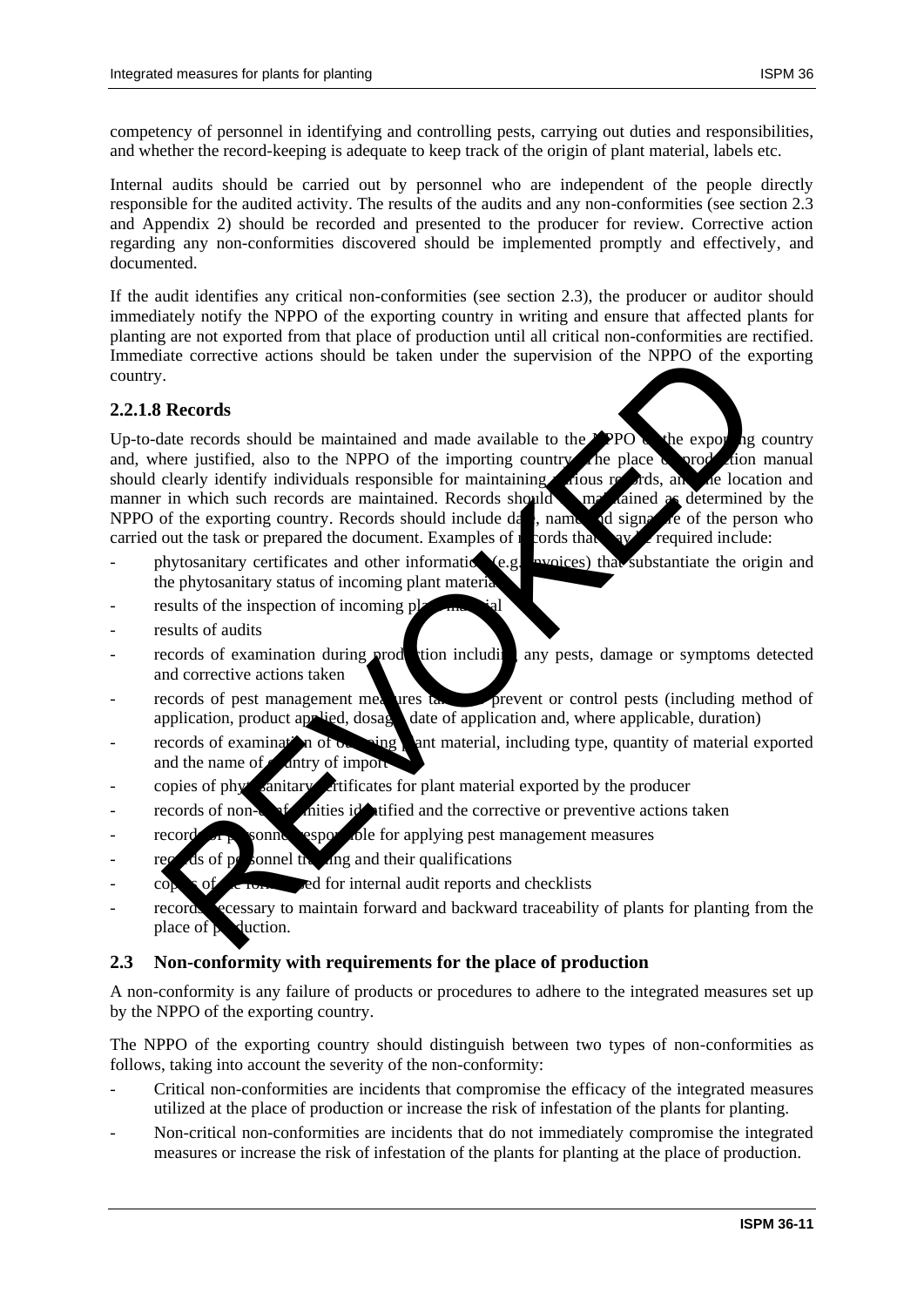competency of personnel in identifying and controlling pests, carrying out duties and responsibilities, and whether the record-keeping is adequate to keep track of the origin of plant material, labels etc.

Internal audits should be carried out by personnel who are independent of the people directly responsible for the audited activity. The results of the audits and any non-conformities (see section 2.3 and Appendix 2) should be recorded and presented to the producer for review. Corrective action regarding any non-conformities discovered should be implemented promptly and effectively, and documented.

If the audit identifies any critical non-conformities (see section 2.3), the producer or auditor should immediately notify the NPPO of the exporting country in writing and ensure that affected plants for planting are not exported from that place of production until all critical non-conformities are rectified. Immediate corrective actions should be taken under the supervision of the NPPO of the exporting country.

### 2.2.1.8 Records

Up-to-date records should be maintained and made available to the NPPO of the exporting country and, where justified, also to the NPPO of the importing country. The place of production manual should clearly identify individuals responsible for maintaining various records, and the location and manner in which such records are maintained. Records should be maintained as determined by the NPPO of the exporting country. Records should include date, name and signature of the person who carried out the task or prepared the document. Examples of records that may be required include:

- phytosanitary certificates and other information (e.g. invoices) that substantiate the origin and the phytosanitary status of incoming plant material
- results of the inspection of incoming plant material
- results of audits
- records of examination during production including any pests, damage or symptoms detected and corrective actions taken
- records of pest management measures taken to prevent or control pests (including method of application, product applied, dosage, date of application and, where applicable, duration)
- records of examination of outgoing plant material, including type, quantity of material exported and the name of country of import
- copies of phytosanitary certificates for plant material exported by the producer
- records of non-conformities identified and the corrective or preventive actions taken
- records of personnel responsible for applying pest management measures
- records of personnel training and their qualifications
- copies of the forms used for internal audit reports and checklists
- records necessary to maintain forward and backward traceability of plants for planting from the place of production.

## 2.3 Non-conformity with requirements for the place of production

A non-conformity is any failure of products or procedures to adhere to the integrated measures set up by the NPPO of the exporting country.

The NPPO of the exporting country should distinguish between two types of non-conformities as follows, taking into account the severity of the non-conformity:

- Critical non-conformities are incidents that compromise the efficacy of the integrated measures utilized at the place of production or increase the risk of infestation of the plants for planting.
- Non-critical non-conformities are incidents that do not immediately compromise the integrated measures or increase the risk of infestation of the plants for planting at the place of production.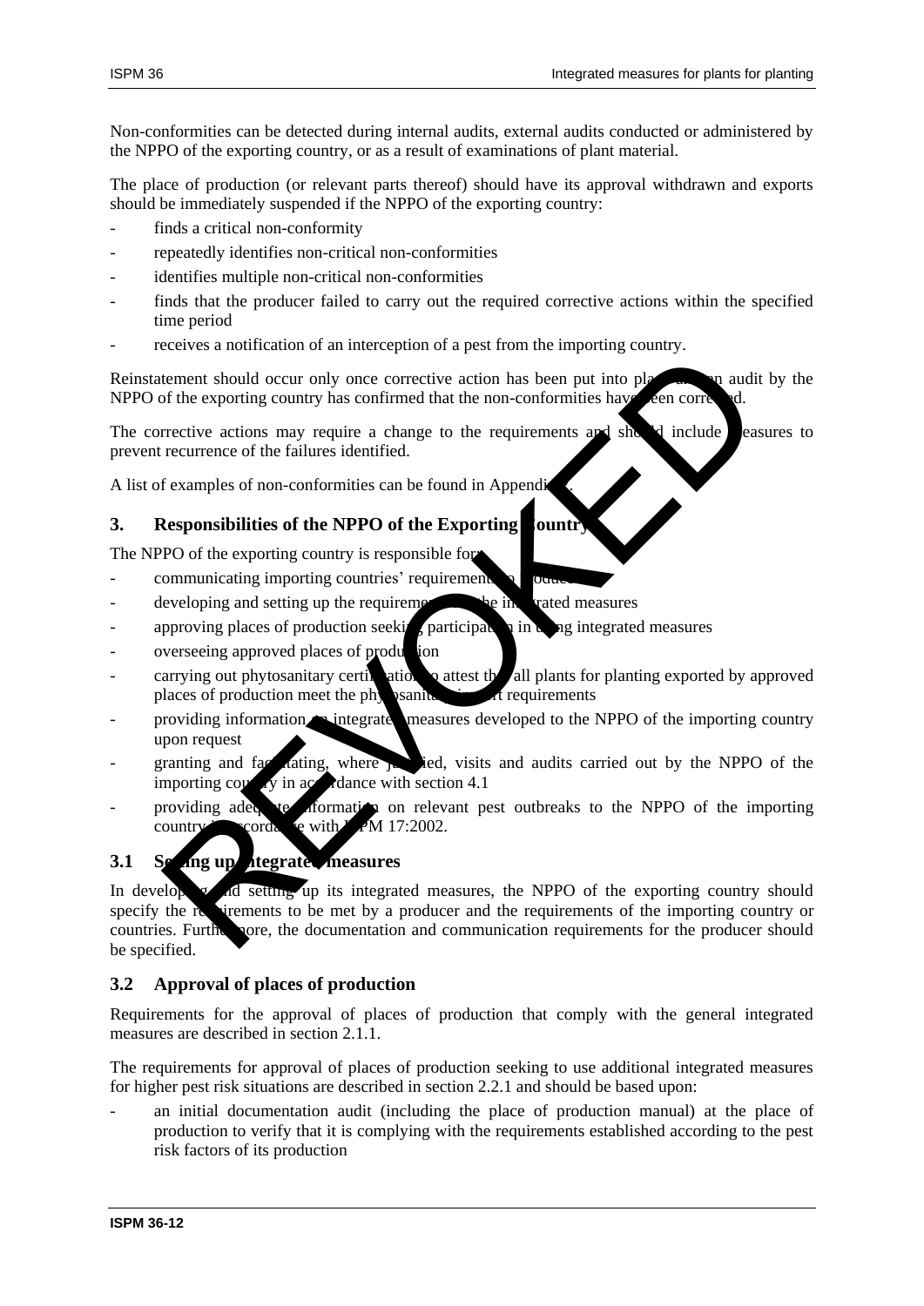Non-conformities can be detected during internal audits, external audits conducted or administered by the NPPO of the exporting country, or as a result of examinations of plant material.

The place of production (or relevant parts thereof) should have its approval withdrawn and exports should be immediately suspended if the NPPO of the exporting country:

- finds a critical non-conformity
- repeatedly identifies non-critical non-conformities
- identifies multiple non-critical non-conformities
- finds that the producer failed to carry out the required corrective actions within the specified time period
- receives a notification of an interception of a pest from the importing country.

Reinstatement should occur only once corrective action has been put into place and an audit by the NPPO of the exporting country has confirmed that the non-conformities have been corrected.

The corrective actions may require a change to the requirements and should include measures to prevent recurrence of the failures identified.

A list of examples of non-conformities can be found in Appendix 4.

## 3. Responsibilities of the NPPO of the Exporting Country

The NPPO of the exporting country is responsible for:

- communicating importing countries' requirements to producers
- developing and setting up the requirements for the integrated measures
- approving places of production seeking participation in using integrated measures
- overseeing approved places of production
- carrying out phytosanitary certification to attest that all plants for planting exported by approved places of production meet the phytosanitary import requirements
- providing information on integrated measures developed to the NPPO of the importing country upon request
- granting and facilitating, where justified, visits and audits carried out by the NPPO of the importing country in accordance with section 4.1
- providing adequate information on relevant pest outbreaks to the NPPO of the importing country in accordance with ISPM 17:2002.

### 3.1 Setting up integrated measures

In developing and setting up its integrated measures, the NPPO of the exporting country should specify the requirements to be met by a producer and the requirements of the importing country or countries. Furthermore, the documentation and communication requirements for the producer should be specified.

### 3.2 Approval of places of production

Requirements for the approval of places of production that comply with the general integrated measures are described in section 2.1.1.

The requirements for approval of places of production seeking to use additional integrated measures for higher pest risk situations are described in section 2.2.1 and should be based upon:

- an initial documentation audit (including the place of production manual) at the place of production to verify that it is complying with the requirements established according to the pest risk factors of its production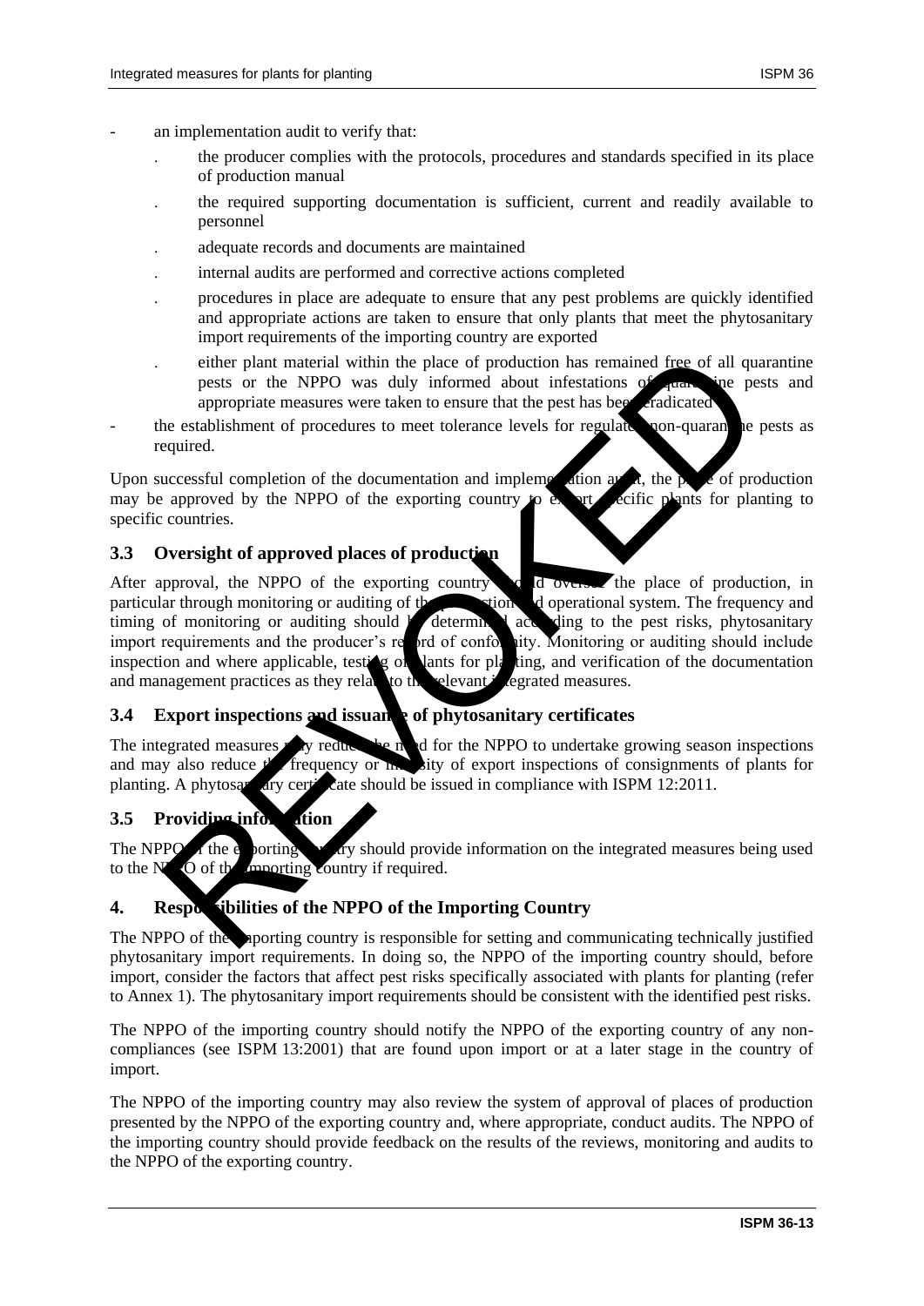- an implementation audit to verify that:
  - the producer complies with the protocols, procedures and standards specified in its place of production manual
  - the required supporting documentation is sufficient, current and readily available to personnel
  - adequate records and documents are maintained
  - internal audits are performed and corrective actions completed
  - procedures in place are adequate to ensure that any pest problems are quickly identified and appropriate actions are taken to ensure that only plants that meet the phytosanitary import requirements of the importing country are exported
  - either plant material within the place of production has remained free of all quarantine pests or the NPPO was duly informed about infestations of quarantine pests and appropriate measures were taken to ensure that the pest has been eradicated
- the establishment of procedures to meet tolerance levels for regulated non-quarantine pests as required.

Upon successful completion of the documentation and implementation audit, the place of production may be approved by the NPPO of the exporting country to export specific plants for planting to specific countries.

### 3.3 Oversight of approved places of production

After approval, the NPPO of the exporting country should oversee the place of production, in particular through monitoring or auditing of the production and operational system. The frequency and timing of monitoring or auditing should be determined according to the pest risks, phytosanitary import requirements and the producer's record of conformity. Monitoring or auditing should include inspection and where applicable, testing of plants for planting, and verification of the documentation and management practices as they relate to the relevant integrated measures.

### 3.4 Export inspections and issuance of phytosanitary certificates

The integrated measures may reduce the need for the NPPO to undertake growing season inspections and may also reduce the frequency or intensity of export inspections of consignments of plants for planting. A phytosanitary certificate should be issued in compliance with ISPM 12:2011.

### 3.5 Providing information

The NPPO of the exporting country should provide information on the integrated measures being used to the NPPO of the importing country if required.

## 4. Responsibilities of the NPPO of the Importing Country

The NPPO of the importing country is responsible for setting and communicating technically justified phytosanitary import requirements. In doing so, the NPPO of the importing country should, before import, consider the factors that affect pest risks specifically associated with plants for planting (refer to Annex 1). The phytosanitary import requirements should be consistent with the identified pest risks.

The NPPO of the importing country should notify the NPPO of the exporting country of any non-compliances (see ISPM 13:2001) that are found upon import or at a later stage in the country of import.

The NPPO of the importing country may also review the system of approval of places of production presented by the NPPO of the exporting country and, where appropriate, conduct audits. The NPPO of the importing country should provide feedback on the results of the reviews, monitoring and audits to the NPPO of the exporting country.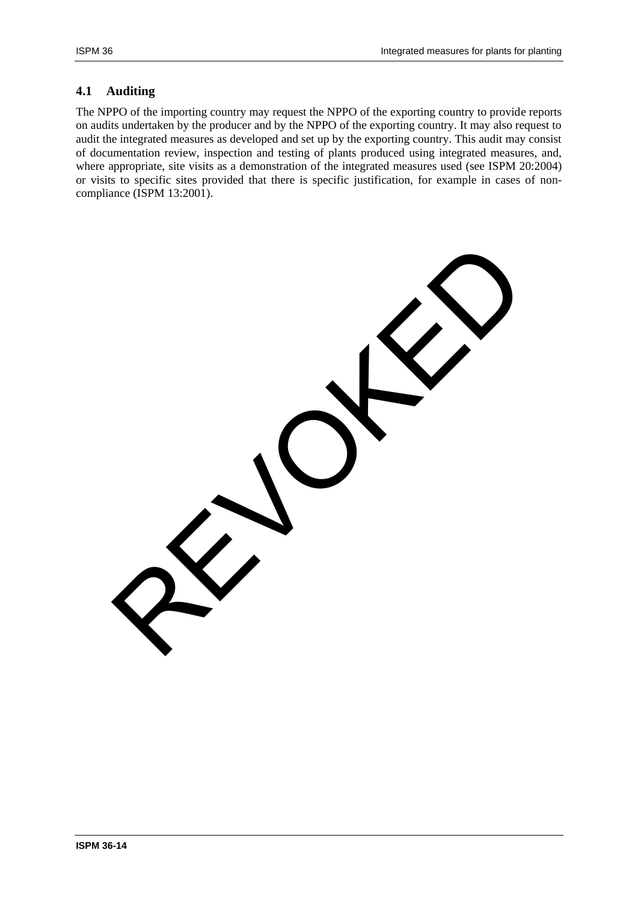### 4.1 Auditing

The NPPO of the importing country may request the NPPO of the exporting country to provide reports on audits undertaken by the producer and by the NPPO of the exporting country. It may also request to audit the integrated measures as developed and set up by the exporting country. This audit may consist of documentation review, inspection and testing of plants produced using integrated measures, and, where appropriate, site visits as a demonstration of the integrated measures used (see ISPM 20:2004) or visits to specific sites provided that there is specific justification, for example in cases of non-compliance (ISPM 13:2001).

REVOKED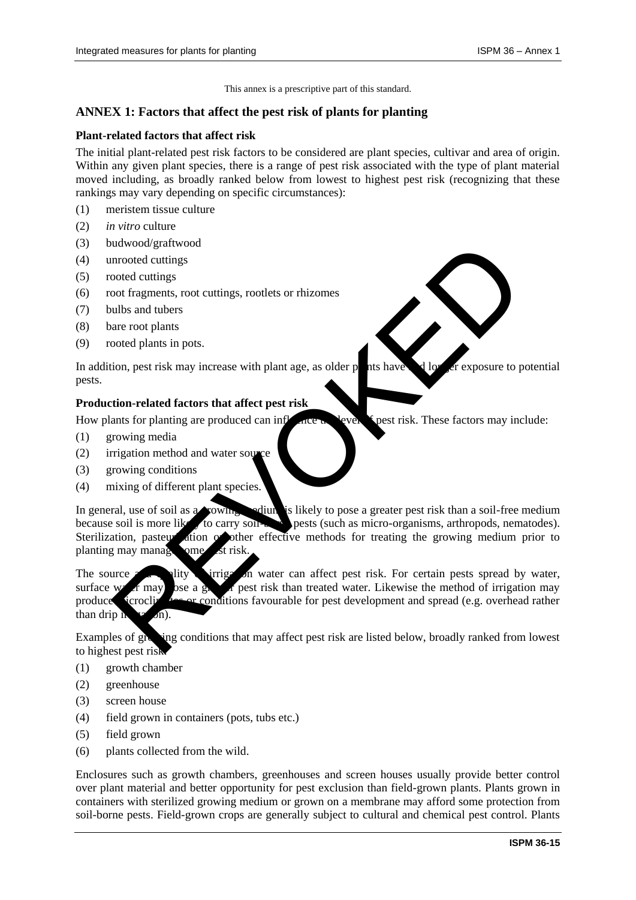This annex is a prescriptive part of this standard.

## ANNEX 1: Factors that affect the pest risk of plants for planting

### Plant-related factors that affect risk

The initial plant-related pest risk factors to be considered are plant species, cultivar and area of origin. Within any given plant species, there is a range of pest risk associated with the type of plant material moved including, as broadly ranked below from lowest to highest pest risk (recognizing that these rankings may vary depending on specific circumstances):

(1) meristem tissue culture
(2) *in vitro* culture
(3) budwood/graftwood
(4) unrooted cuttings
(5) rooted cuttings
(6) root fragments, root cuttings, rootlets or rhizomes
(7) bulbs and tubers
(8) bare root plants
(9) rooted plants in pots.

In addition, pest risk may increase with plant age, as older plants have had longer exposure to potential pests.

### Production-related factors that affect pest risk

How plants for planting are produced can influence the level of pest risk. These factors may include:

(1) growing media
(2) irrigation method and water source
(3) growing conditions
(4) mixing of different plant species.

In general, use of soil as a growing medium is likely to pose a greater pest risk than a soil-free medium because soil is more likely to carry soil-borne pests (such as micro-organisms, arthropods, nematodes). Sterilization, pasteurization or other effective methods for treating the growing medium prior to planting may manage some pest risk.

The source and quality of irrigation water can affect pest risk. For certain pests spread by water, surface water may pose a greater pest risk than treated water. Likewise the method of irrigation may produce microclimates or conditions favourable for pest development and spread (e.g. overhead rather than drip irrigation).

Examples of growing conditions that may affect pest risk are listed below, broadly ranked from lowest to highest pest risk:

(1) growth chamber
(2) greenhouse
(3) screen house
(4) field grown in containers (pots, tubs etc.)
(5) field grown
(6) plants collected from the wild.

Enclosures such as growth chambers, greenhouses and screen houses usually provide better control over plant material and better opportunity for pest exclusion than field-grown plants. Plants grown in containers with sterilized growing medium or grown on a membrane may afford some protection from soil-borne pests. Field-grown crops are generally subject to cultural and chemical pest control. Plants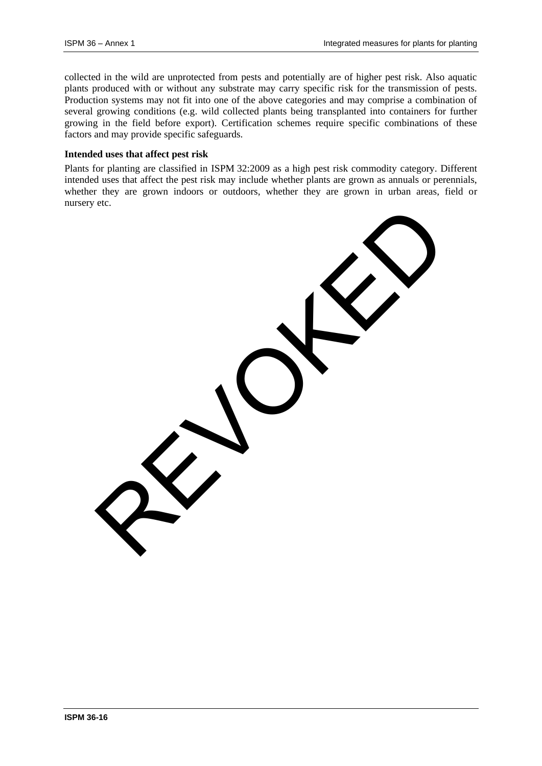collected in the wild are unprotected from pests and potentially are of higher pest risk. Also aquatic plants produced with or without any substrate may carry specific risk for the transmission of pests. Production systems may not fit into one of the above categories and may comprise a combination of several growing conditions (e.g. wild collected plants being transplanted into containers for further growing in the field before export). Certification schemes require specific combinations of these factors and may provide specific safeguards.

**Intended uses that affect pest risk**

Plants for planting are classified in ISPM 32:2009 as a high pest risk commodity category. Different intended uses that affect the pest risk may include whether plants are grown as annuals or perennials, whether they are grown indoors or outdoors, whether they are grown in urban areas, field or nursery etc.

REVOKED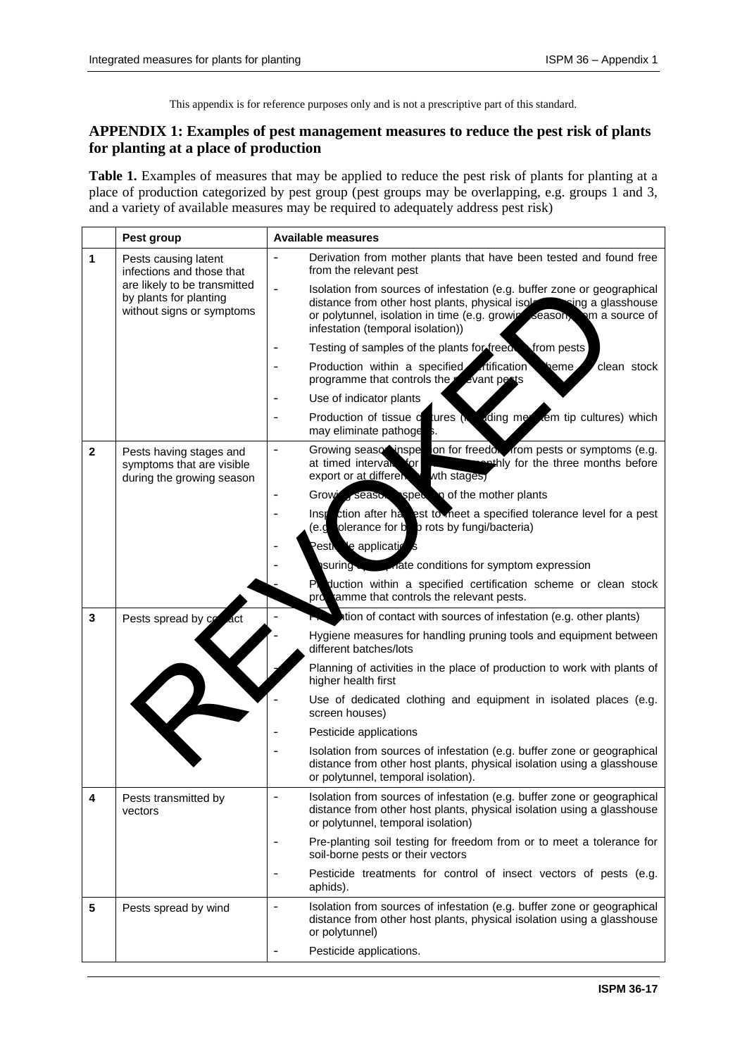This appendix is for reference purposes only and is not a prescriptive part of this standard.

## APPENDIX 1: Examples of pest management measures to reduce the pest risk of plants for planting at a place of production

**Table 1.** Examples of measures that may be applied to reduce the pest risk of plants for planting at a place of production categorized by pest group (pest groups may be overlapping, e.g. groups 1 and 3, and a variety of available measures may be required to adequately address pest risk)

| | Pest group | Available measures |
|---|---|---|
| 1 | Pests causing latent infections and those that are likely to be transmitted by plants for planting without signs or symptoms | - Derivation from mother plants that have been tested and found free from the relevant pest<br>- Isolation from sources of infestation (e.g. buffer zone or geographical distance from other host plants, physical isolation using a glasshouse or polytunnel, isolation in time (e.g. growing season) from a source of infestation (temporal isolation))<br>- Testing of samples of the plants for freedom from pests<br>- Production within a specified certification scheme or clean stock programme that controls the relevant pests<br>- Use of indicator plants<br>- Production of tissue cultures (including meristem tip cultures) which may eliminate pathogens. |
| 2 | Pests having stages and symptoms that are visible during the growing season | - Growing season inspection for freedom from pests or symptoms (e.g. at timed intervals for example monthly for the three months before export or at different growth stages)<br>- Growing season inspection of the mother plants<br>- Inspection after harvest to meet a specified tolerance level for a pest (e.g. tolerance for bulb rots by fungi/bacteria)<br>- Pesticide applications<br>- Ensuring appropriate conditions for symptom expression<br>- Production within a specified certification scheme or clean stock programme that controls the relevant pests. |
| 3 | Pests spread by contact | - Prevention of contact with sources of infestation (e.g. other plants)<br>- Hygiene measures for handling pruning tools and equipment between different batches/lots<br>- Planning of activities in the place of production to work with plants of higher health first<br>- Use of dedicated clothing and equipment in isolated places (e.g. screen houses)<br>- Pesticide applications<br>- Isolation from sources of infestation (e.g. buffer zone or geographical distance from other host plants, physical isolation using a glasshouse or polytunnel, temporal isolation). |
| 4 | Pests transmitted by vectors | - Isolation from sources of infestation (e.g. buffer zone or geographical distance from other host plants, physical isolation using a glasshouse or polytunnel, temporal isolation)<br>- Pre-planting soil testing for freedom from or to meet a tolerance for soil-borne pests or their vectors<br>- Pesticide treatments for control of insect vectors of pests (e.g. aphids). |
| 5 | Pests spread by wind | - Isolation from sources of infestation (e.g. buffer zone or geographical distance from other host plants, physical isolation using a glasshouse or polytunnel)<br>- Pesticide applications. |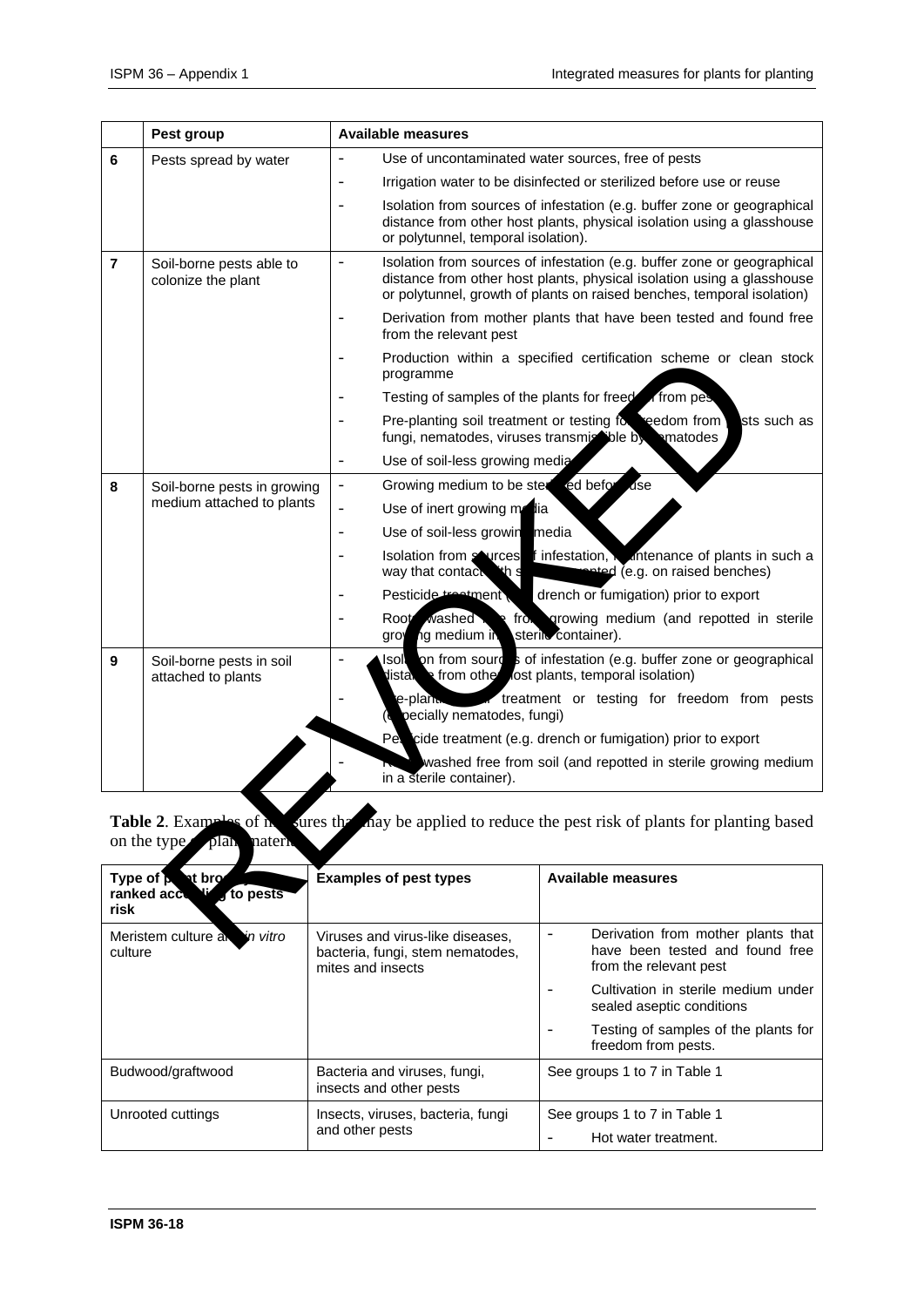|  | Pest group | Available measures |
| --- | --- | --- |
| 6 | Pests spread by water | - Use of uncontaminated water sources, free of pests<br>- Irrigation water to be disinfected or sterilized before use or reuse<br>- Isolation from sources of infestation (e.g. buffer zone or geographical distance from other host plants, physical isolation using a glasshouse or polytunnel, temporal isolation). |
| 7 | Soil-borne pests able to colonize the plant | - Isolation from sources of infestation (e.g. buffer zone or geographical distance from other host plants, physical isolation using a glasshouse or polytunnel, growth of plants on raised benches, temporal isolation)<br>- Derivation from mother plants that have been tested and found free from the relevant pest<br>- Production within a specified certification scheme or clean stock programme<br>- Testing of samples of the plants for freedom from pests<br>- Pre-planting soil treatment or testing for freedom from pests such as fungi, nematodes, viruses transmissible by nematodes<br>- Use of soil-less growing media |
| 8 | Soil-borne pests in growing medium attached to plants | - Growing medium to be sterilized before use<br>- Use of inert growing media<br>- Use of soil-less growing media<br>- Isolation from sources of infestation, maintenance of plants in such a way that contact with soil is prevented (e.g. on raised benches)<br>- Pesticide treatment (e.g. drench or fumigation) prior to export<br>- Roots washed free from growing medium (and repotted in sterile growing medium in a sterile container). |
| 9 | Soil-borne pests in soil attached to plants | - Isolation from sources of infestation (e.g. buffer zone or geographical distance from other host plants, temporal isolation)<br>- Pre-planting soil treatment or testing for freedom from pests (especially nematodes, fungi)<br>- Pesticide treatment (e.g. drench or fumigation) prior to export<br>- Roots washed free from soil (and repotted in sterile growing medium in a sterile container). |

**Table 2**. Examples of measures that may be applied to reduce the pest risk of plants for planting based on the type of plant material

| Type of plant broadly ranked according to pests risk | Examples of pest types | Available measures |
| --- | --- | --- |
| Meristem culture and *in vitro* culture | Viruses and virus-like diseases, bacteria, fungi, stem nematodes, mites and insects | - Derivation from mother plants that have been tested and found free from the relevant pest<br>- Cultivation in sterile medium under sealed aseptic conditions<br>- Testing of samples of the plants for freedom from pests. |
| Budwood/graftwood | Bacteria and viruses, fungi, insects and other pests | See groups 1 to 7 in Table 1 |
| Unrooted cuttings | Insects, viruses, bacteria, fungi and other pests | See groups 1 to 7 in Table 1<br>- Hot water treatment. |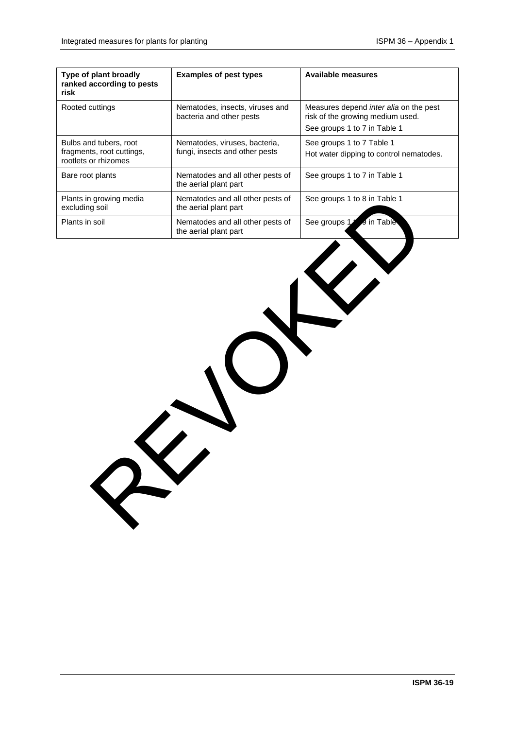| Type of plant broadly ranked according to pests risk | Examples of pest types | Available measures |
|---|---|---|
| Rooted cuttings | Nematodes, insects, viruses and bacteria and other pests | Measures depend *inter alia* on the pest risk of the growing medium used. See groups 1 to 7 in Table 1 |
| Bulbs and tubers, root fragments, root cuttings, rootlets or rhizomes | Nematodes, viruses, bacteria, fungi, insects and other pests | See groups 1 to 7 Table 1 Hot water dipping to control nematodes. |
| Bare root plants | Nematodes and all other pests of the aerial plant part | See groups 1 to 7 in Table 1 |
| Plants in growing media excluding soil | Nematodes and all other pests of the aerial plant part | See groups 1 to 8 in Table 1 |
| Plants in soil | Nematodes and all other pests of the aerial plant part | See groups 1 to 9 in Table 1 |

REVOKED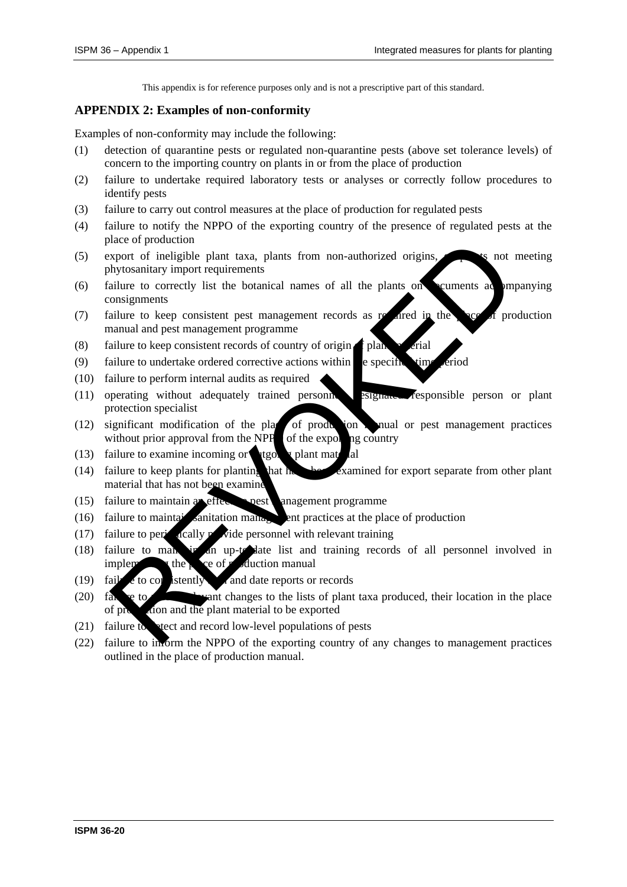This appendix is for reference purposes only and is not a prescriptive part of this standard.

## APPENDIX 2: Examples of non-conformity

Examples of non-conformity may include the following:

(1) detection of quarantine pests or regulated non-quarantine pests (above set tolerance levels) of concern to the importing country on plants in or from the place of production

(2) failure to undertake required laboratory tests or analyses or correctly follow procedures to identify pests

(3) failure to carry out control measures at the place of production for regulated pests

(4) failure to notify the NPPO of the exporting country of the presence of regulated pests at the place of production

(5) export of ineligible plant taxa, plants from non-authorized origins, or plants not meeting phytosanitary import requirements

(6) failure to correctly list the botanical names of all the plants on documents accompanying consignments

(7) failure to keep consistent pest management records as required in the place of production manual and pest management programme

(8) failure to keep consistent records of country of origin of plant material

(9) failure to undertake ordered corrective actions within the specified time period

(10) failure to perform internal audits as required

(11) operating without adequately trained personnel, designated responsible person or plant protection specialist

(12) significant modification of the place of production manual or pest management practices without prior approval from the NPPO of the exporting country

(13) failure to examine incoming or outgoing plant material

(14) failure to keep plants for planting that have been examined for export separate from other plant material that has not been examined

(15) failure to maintain an effective pest management programme

(16) failure to maintain sanitation management practices at the place of production

(17) failure to periodically provide personnel with relevant training

(18) failure to maintain an up-to-date list and training records of all personnel involved in implementing the place of production manual

(19) failure to consistently sign and date reports or records

(20) failure to record relevant changes to the lists of plant taxa produced, their location in the place of production and the plant material to be exported

(21) failure to detect and record low-level populations of pests

(22) failure to inform the NPPO of the exporting country of any changes to management practices outlined in the place of production manual.

REVOKED